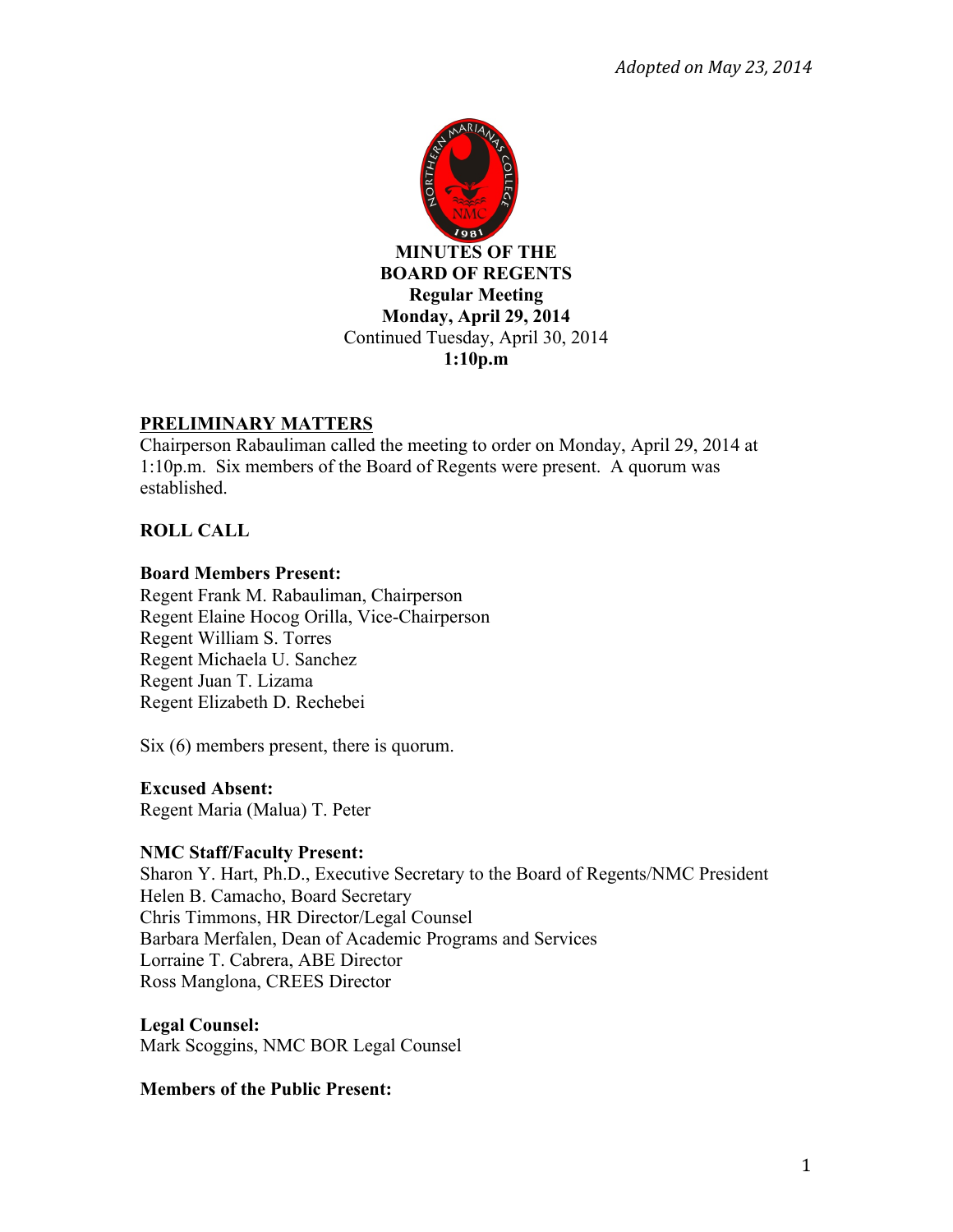*Adopted on May 23, 2014*

**MINUTES OF THE**
**BOARD OF REGENTS**
**Regular Meeting**
**Monday, April 29, 2014**
Continued Tuesday, April 30, 2014
**1:10p.m**

## PRELIMINARY MATTERS

Chairperson Rabauliman called the meeting to order on Monday, April 29, 2014 at 1:10p.m. Six members of the Board of Regents were present. A quorum was established.

## ROLL CALL

**Board Members Present:**
Regent Frank M. Rabauliman, Chairperson
Regent Elaine Hocog Orilla, Vice-Chairperson
Regent William S. Torres
Regent Michaela U. Sanchez
Regent Juan T. Lizama
Regent Elizabeth D. Rechebei

Six (6) members present, there is quorum.

**Excused Absent:**
Regent Maria (Malua) T. Peter

**NMC Staff/Faculty Present:**
Sharon Y. Hart, Ph.D., Executive Secretary to the Board of Regents/NMC President
Helen B. Camacho, Board Secretary
Chris Timmons, HR Director/Legal Counsel
Barbara Merfalen, Dean of Academic Programs and Services
Lorraine T. Cabrera, ABE Director
Ross Manglona, CREES Director

**Legal Counsel:**
Mark Scoggins, NMC BOR Legal Counsel

**Members of the Public Present:**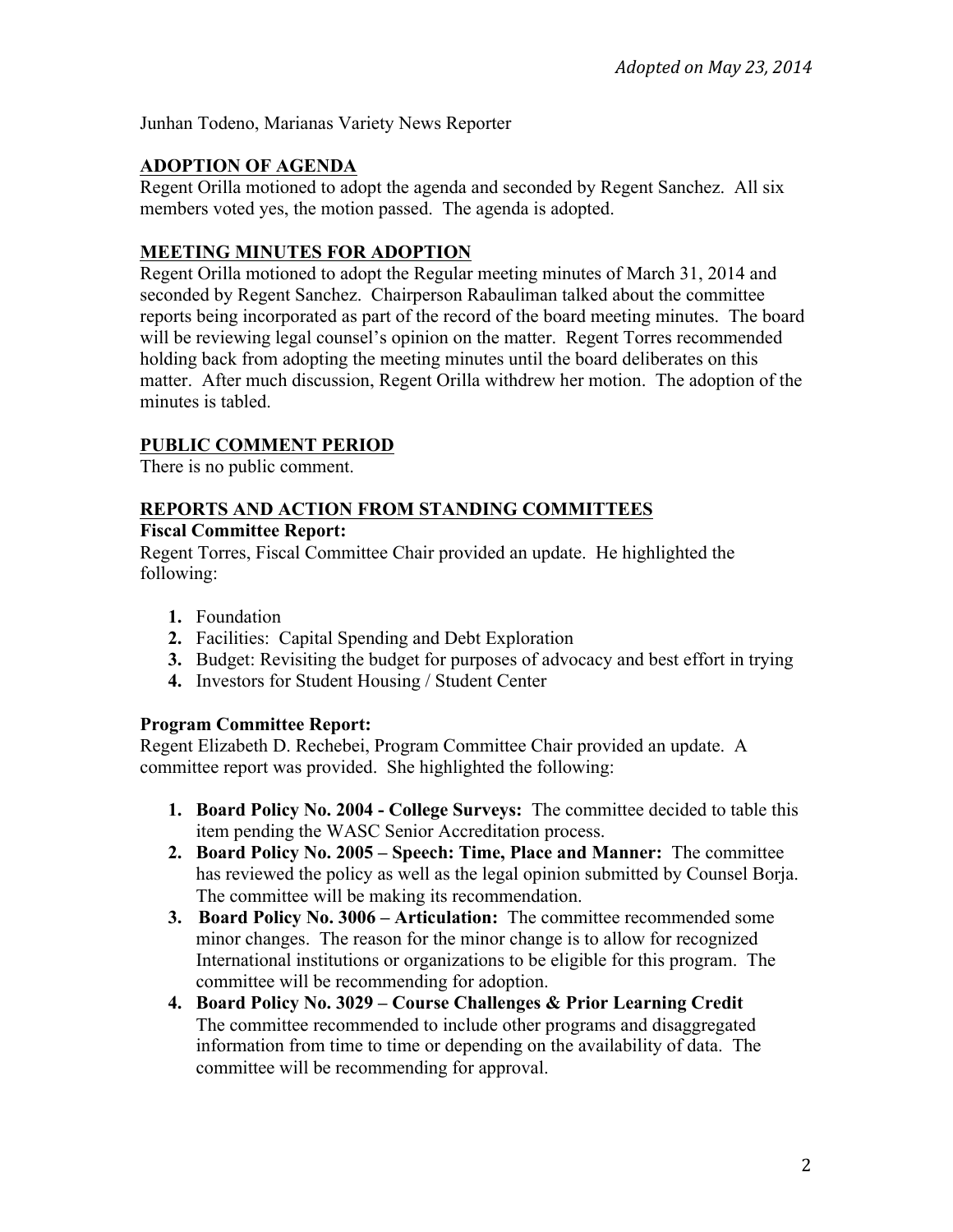Junhan Todeno, Marianas Variety News Reporter

## ADOPTION OF AGENDA

Regent Orilla motioned to adopt the agenda and seconded by Regent Sanchez. All six members voted yes, the motion passed. The agenda is adopted.

## MEETING MINUTES FOR ADOPTION

Regent Orilla motioned to adopt the Regular meeting minutes of March 31, 2014 and seconded by Regent Sanchez. Chairperson Rabauliman talked about the committee reports being incorporated as part of the record of the board meeting minutes. The board will be reviewing legal counsel's opinion on the matter. Regent Torres recommended holding back from adopting the meeting minutes until the board deliberates on this matter. After much discussion, Regent Orilla withdrew her motion. The adoption of the minutes is tabled.

## PUBLIC COMMENT PERIOD

There is no public comment.

## REPORTS AND ACTION FROM STANDING COMMITTEES

### Fiscal Committee Report:

Regent Torres, Fiscal Committee Chair provided an update. He highlighted the following:

1. Foundation
2. Facilities: Capital Spending and Debt Exploration
3. Budget: Revisiting the budget for purposes of advocacy and best effort in trying
4. Investors for Student Housing / Student Center

### Program Committee Report:

Regent Elizabeth D. Rechebei, Program Committee Chair provided an update. A committee report was provided. She highlighted the following:

1. **Board Policy No. 2004 - College Surveys:** The committee decided to table this item pending the WASC Senior Accreditation process.
2. **Board Policy No. 2005 – Speech: Time, Place and Manner:** The committee has reviewed the policy as well as the legal opinion submitted by Counsel Borja. The committee will be making its recommendation.
3. **Board Policy No. 3006 – Articulation:** The committee recommended some minor changes. The reason for the minor change is to allow for recognized International institutions or organizations to be eligible for this program. The committee will be recommending for adoption.
4. **Board Policy No. 3029 – Course Challenges & Prior Learning Credit** The committee recommended to include other programs and disaggregated information from time to time or depending on the availability of data. The committee will be recommending for approval.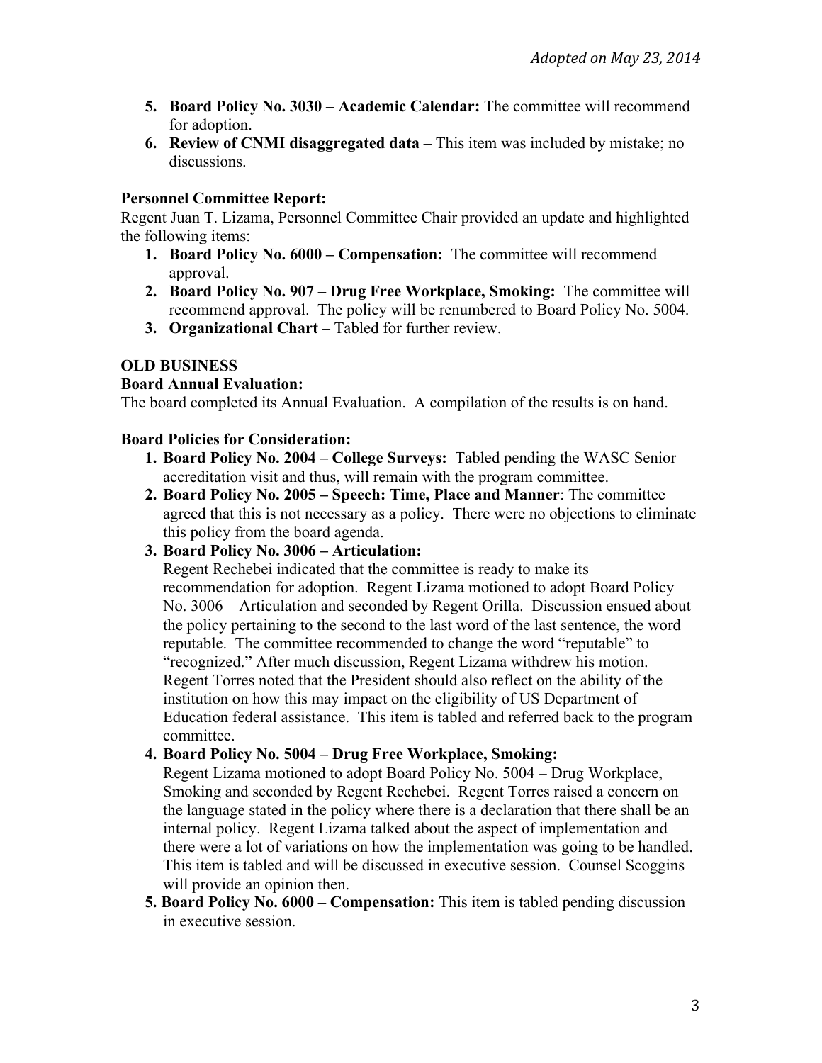5. **Board Policy No. 3030 – Academic Calendar:** The committee will recommend for adoption.
6. **Review of CNMI disaggregated data –** This item was included by mistake; no discussions.

**Personnel Committee Report:**
Regent Juan T. Lizama, Personnel Committee Chair provided an update and highlighted the following items:

1. **Board Policy No. 6000 – Compensation:** The committee will recommend approval.
2. **Board Policy No. 907 – Drug Free Workplace, Smoking:** The committee will recommend approval. The policy will be renumbered to Board Policy No. 5004.
3. **Organizational Chart –** Tabled for further review.

## OLD BUSINESS

**Board Annual Evaluation:**
The board completed its Annual Evaluation. A compilation of the results is on hand.

**Board Policies for Consideration:**

1. **Board Policy No. 2004 – College Surveys:** Tabled pending the WASC Senior accreditation visit and thus, will remain with the program committee.
2. **Board Policy No. 2005 – Speech: Time, Place and Manner**: The committee agreed that this is not necessary as a policy. There were no objections to eliminate this policy from the board agenda.
3. **Board Policy No. 3006 – Articulation:**
   Regent Rechebei indicated that the committee is ready to make its recommendation for adoption. Regent Lizama motioned to adopt Board Policy No. 3006 – Articulation and seconded by Regent Orilla. Discussion ensued about the policy pertaining to the second to the last word of the last sentence, the word reputable. The committee recommended to change the word "reputable" to "recognized." After much discussion, Regent Lizama withdrew his motion. Regent Torres noted that the President should also reflect on the ability of the institution on how this may impact on the eligibility of US Department of Education federal assistance. This item is tabled and referred back to the program committee.
4. **Board Policy No. 5004 – Drug Free Workplace, Smoking:**
   Regent Lizama motioned to adopt Board Policy No. 5004 – Drug Workplace, Smoking and seconded by Regent Rechebei. Regent Torres raised a concern on the language stated in the policy where there is a declaration that there shall be an internal policy. Regent Lizama talked about the aspect of implementation and there were a lot of variations on how the implementation was going to be handled. This item is tabled and will be discussed in executive session. Counsel Scoggins will provide an opinion then.
5. **Board Policy No. 6000 – Compensation:** This item is tabled pending discussion in executive session.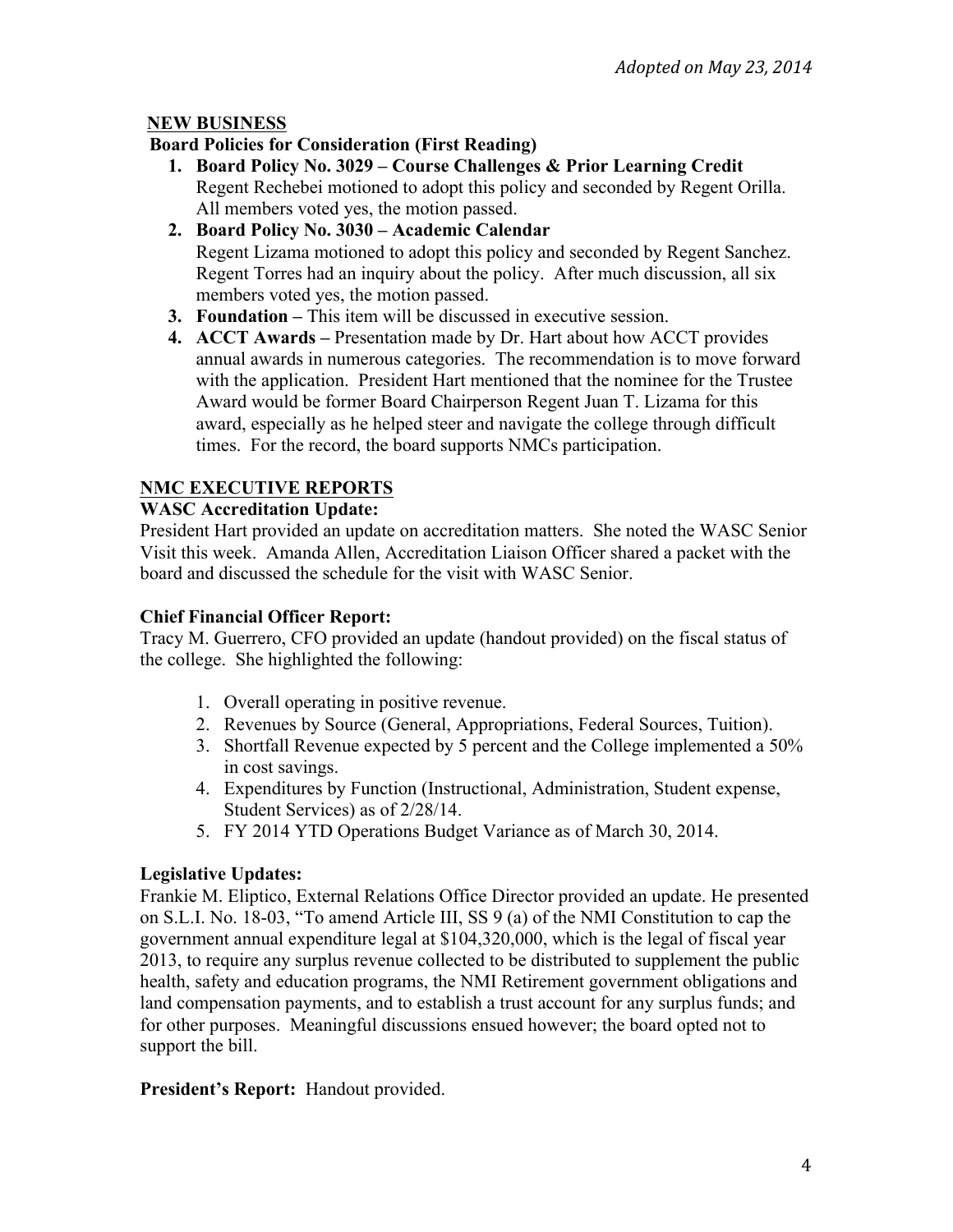*Adopted on May 23, 2014*

**NEW BUSINESS**

**Board Policies for Consideration (First Reading)**

1. **Board Policy No. 3029 – Course Challenges & Prior Learning Credit**
   Regent Rechebei motioned to adopt this policy and seconded by Regent Orilla. All members voted yes, the motion passed.
2. **Board Policy No. 3030 – Academic Calendar**
   Regent Lizama motioned to adopt this policy and seconded by Regent Sanchez. Regent Torres had an inquiry about the policy. After much discussion, all six members voted yes, the motion passed.
3. **Foundation –** This item will be discussed in executive session.
4. **ACCT Awards –** Presentation made by Dr. Hart about how ACCT provides annual awards in numerous categories. The recommendation is to move forward with the application. President Hart mentioned that the nominee for the Trustee Award would be former Board Chairperson Regent Juan T. Lizama for this award, especially as he helped steer and navigate the college through difficult times. For the record, the board supports NMCs participation.

**NMC EXECUTIVE REPORTS**

**WASC Accreditation Update:**

President Hart provided an update on accreditation matters. She noted the WASC Senior Visit this week. Amanda Allen, Accreditation Liaison Officer shared a packet with the board and discussed the schedule for the visit with WASC Senior.

**Chief Financial Officer Report:**

Tracy M. Guerrero, CFO provided an update (handout provided) on the fiscal status of the college. She highlighted the following:

1. Overall operating in positive revenue.
2. Revenues by Source (General, Appropriations, Federal Sources, Tuition).
3. Shortfall Revenue expected by 5 percent and the College implemented a 50% in cost savings.
4. Expenditures by Function (Instructional, Administration, Student expense, Student Services) as of 2/28/14.
5. FY 2014 YTD Operations Budget Variance as of March 30, 2014.

**Legislative Updates:**

Frankie M. Eliptico, External Relations Office Director provided an update. He presented on S.L.I. No. 18-03, "To amend Article III, SS 9 (a) of the NMI Constitution to cap the government annual expenditure legal at $104,320,000, which is the legal of fiscal year 2013, to require any surplus revenue collected to be distributed to supplement the public health, safety and education programs, the NMI Retirement government obligations and land compensation payments, and to establish a trust account for any surplus funds; and for other purposes. Meaningful discussions ensued however; the board opted not to support the bill.

**President's Report:** Handout provided.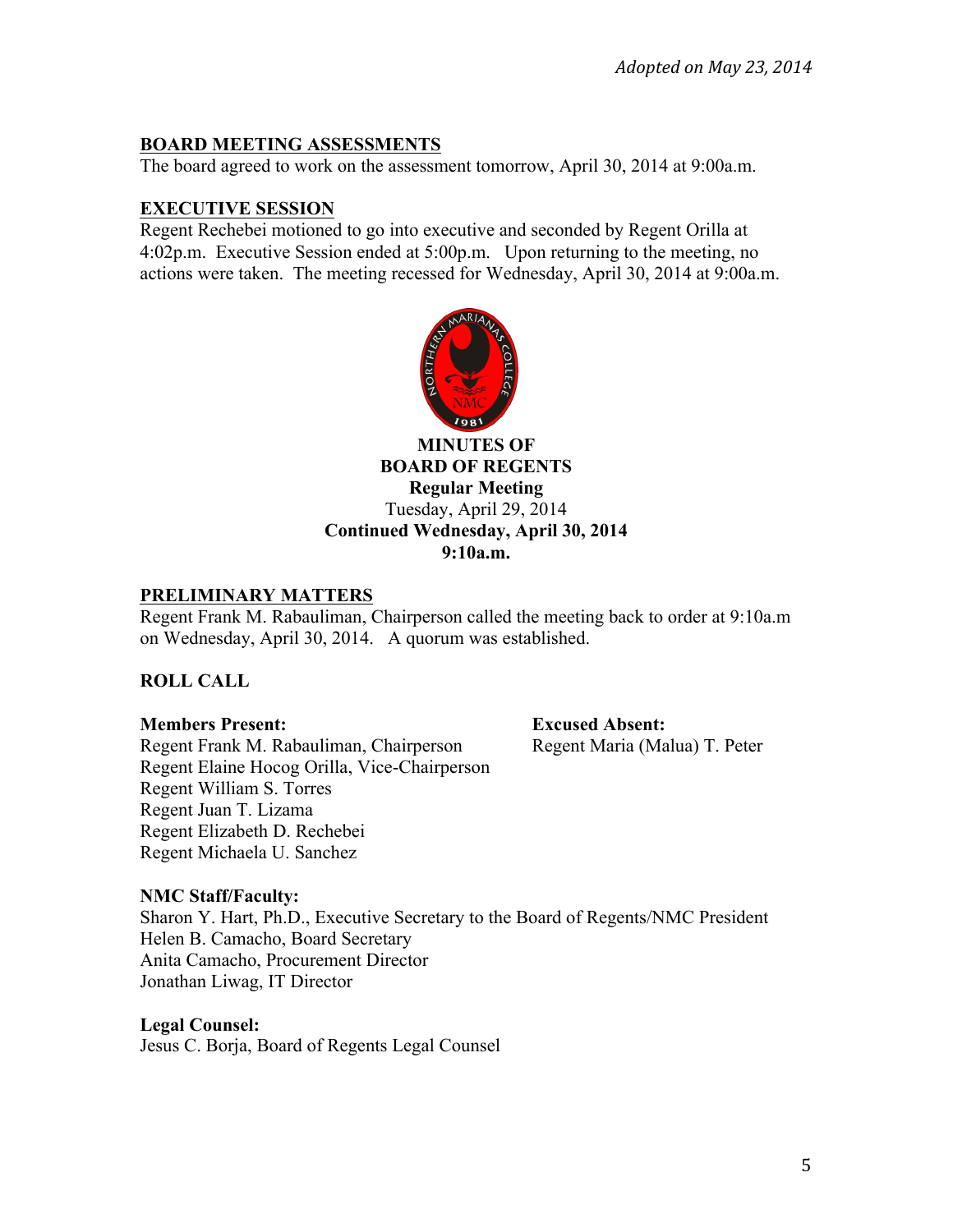*Adopted on May 23, 2014*

## BOARD MEETING ASSESSMENTS

The board agreed to work on the assessment tomorrow, April 30, 2014 at 9:00a.m.

## EXECUTIVE SESSION

Regent Rechebei motioned to go into executive and seconded by Regent Orilla at 4:02p.m. Executive Session ended at 5:00p.m. Upon returning to the meeting, no actions were taken. The meeting recessed for Wednesday, April 30, 2014 at 9:00a.m.

**MINUTES OF**
**BOARD OF REGENTS**
**Regular Meeting**
Tuesday, April 29, 2014
**Continued Wednesday, April 30, 2014**
**9:10a.m.**

## PRELIMINARY MATTERS

Regent Frank M. Rabauliman, Chairperson called the meeting back to order at 9:10a.m on Wednesday, April 30, 2014. A quorum was established.

## ROLL CALL

**Members Present:**
Regent Frank M. Rabauliman, Chairperson
Regent Elaine Hocog Orilla, Vice-Chairperson
Regent William S. Torres
Regent Juan T. Lizama
Regent Elizabeth D. Rechebei
Regent Michaela U. Sanchez

**Excused Absent:**
Regent Maria (Malua) T. Peter

**NMC Staff/Faculty:**
Sharon Y. Hart, Ph.D., Executive Secretary to the Board of Regents/NMC President
Helen B. Camacho, Board Secretary
Anita Camacho, Procurement Director
Jonathan Liwag, IT Director

**Legal Counsel:**
Jesus C. Borja, Board of Regents Legal Counsel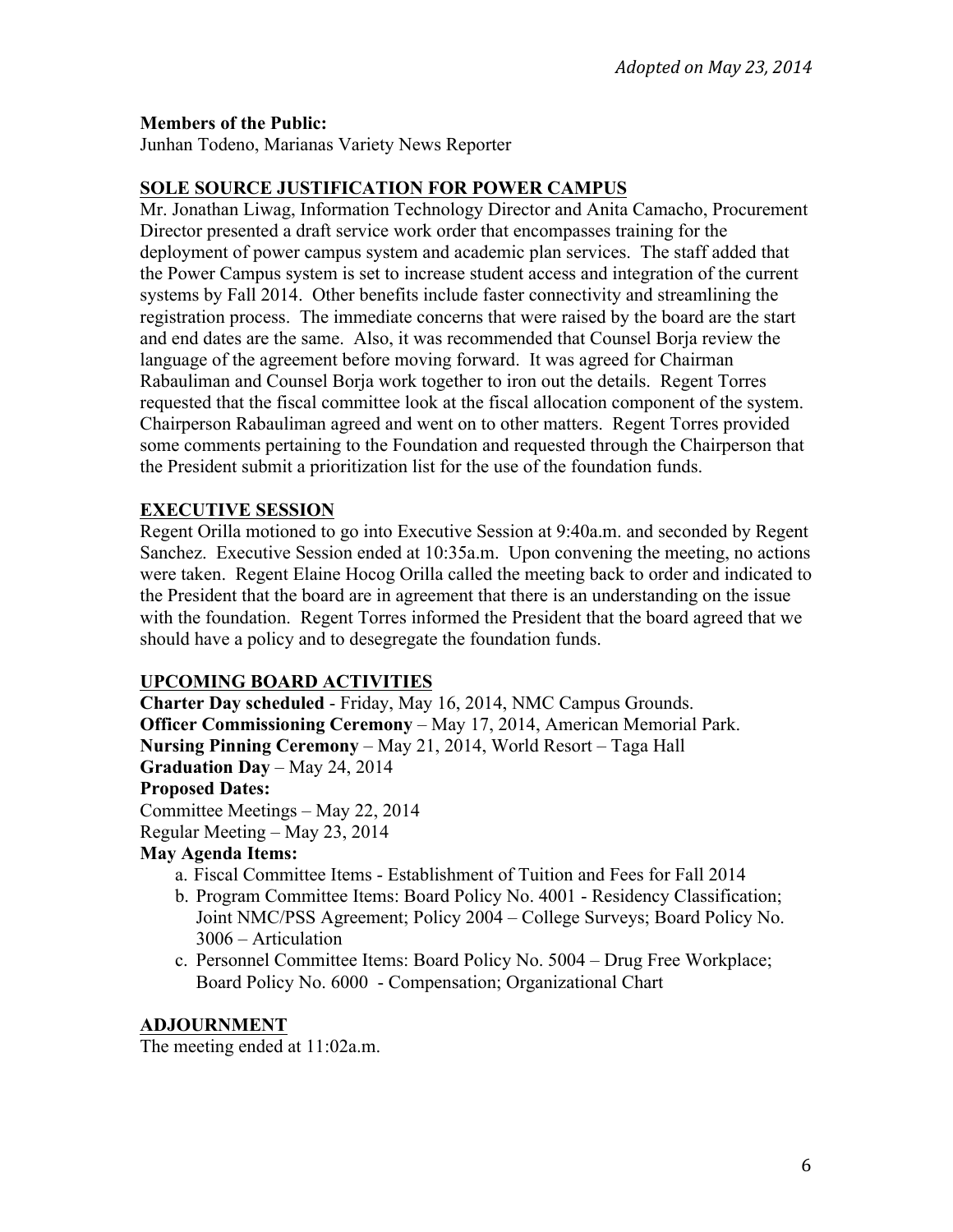*Adopted on May 23, 2014*

**Members of the Public:**
Junhan Todeno, Marianas Variety News Reporter

## SOLE SOURCE JUSTIFICATION FOR POWER CAMPUS

Mr. Jonathan Liwag, Information Technology Director and Anita Camacho, Procurement Director presented a draft service work order that encompasses training for the deployment of power campus system and academic plan services. The staff added that the Power Campus system is set to increase student access and integration of the current systems by Fall 2014. Other benefits include faster connectivity and streamlining the registration process. The immediate concerns that were raised by the board are the start and end dates are the same. Also, it was recommended that Counsel Borja review the language of the agreement before moving forward. It was agreed for Chairman Rabauliman and Counsel Borja work together to iron out the details. Regent Torres requested that the fiscal committee look at the fiscal allocation component of the system. Chairperson Rabauliman agreed and went on to other matters. Regent Torres provided some comments pertaining to the Foundation and requested through the Chairperson that the President submit a prioritization list for the use of the foundation funds.

## EXECUTIVE SESSION

Regent Orilla motioned to go into Executive Session at 9:40a.m. and seconded by Regent Sanchez. Executive Session ended at 10:35a.m. Upon convening the meeting, no actions were taken. Regent Elaine Hocog Orilla called the meeting back to order and indicated to the President that the board are in agreement that there is an understanding on the issue with the foundation. Regent Torres informed the President that the board agreed that we should have a policy and to desegregate the foundation funds.

## UPCOMING BOARD ACTIVITIES

**Charter Day scheduled** - Friday, May 16, 2014, NMC Campus Grounds.
**Officer Commissioning Ceremony** – May 17, 2014, American Memorial Park.
**Nursing Pinning Ceremony** – May 21, 2014, World Resort – Taga Hall
**Graduation Day** – May 24, 2014
**Proposed Dates:**
Committee Meetings – May 22, 2014
Regular Meeting – May 23, 2014
**May Agenda Items:**

a. Fiscal Committee Items - Establishment of Tuition and Fees for Fall 2014
b. Program Committee Items: Board Policy No. 4001 - Residency Classification; Joint NMC/PSS Agreement; Policy 2004 – College Surveys; Board Policy No. 3006 – Articulation
c. Personnel Committee Items: Board Policy No. 5004 – Drug Free Workplace; Board Policy No. 6000 - Compensation; Organizational Chart

## ADJOURNMENT

The meeting ended at 11:02a.m.